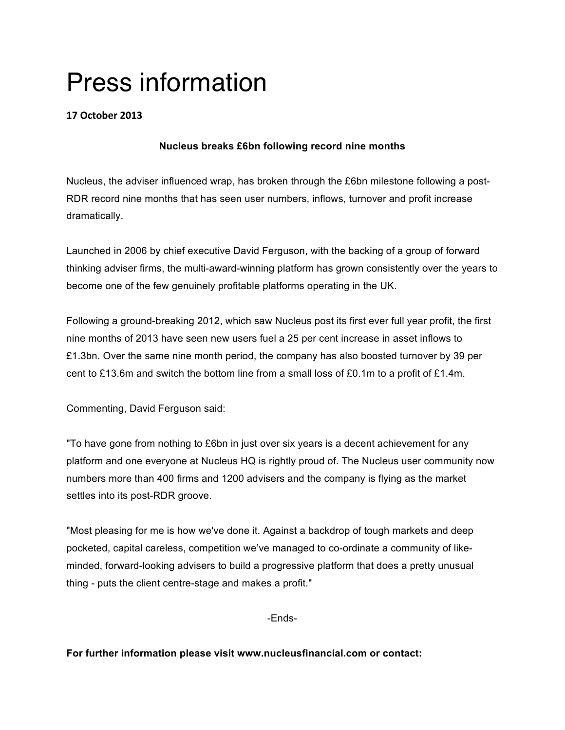# Press information

**17 October 2013**

**Nucleus breaks £6bn following record nine months**

Nucleus, the adviser influenced wrap, has broken through the £6bn milestone following a post-RDR record nine months that has seen user numbers, inflows, turnover and profit increase dramatically.

Launched in 2006 by chief executive David Ferguson, with the backing of a group of forward thinking adviser firms, the multi-award-winning platform has grown consistently over the years to become one of the few genuinely profitable platforms operating in the UK.

Following a ground-breaking 2012, which saw Nucleus post its first ever full year profit, the first nine months of 2013 have seen new users fuel a 25 per cent increase in asset inflows to £1.3bn. Over the same nine month period, the company has also boosted turnover by 39 per cent to £13.6m and switch the bottom line from a small loss of £0.1m to a profit of £1.4m.

Commenting, David Ferguson said:

"To have gone from nothing to £6bn in just over six years is a decent achievement for any platform and one everyone at Nucleus HQ is rightly proud of. The Nucleus user community now numbers more than 400 firms and 1200 advisers and the company is flying as the market settles into its post-RDR groove.

"Most pleasing for me is how we've done it. Against a backdrop of tough markets and deep pocketed, capital careless, competition we've managed to co-ordinate a community of like-minded, forward-looking advisers to build a progressive platform that does a pretty unusual thing - puts the client centre-stage and makes a profit."

-Ends-

**For further information please visit www.nucleusfinancial.com or contact:**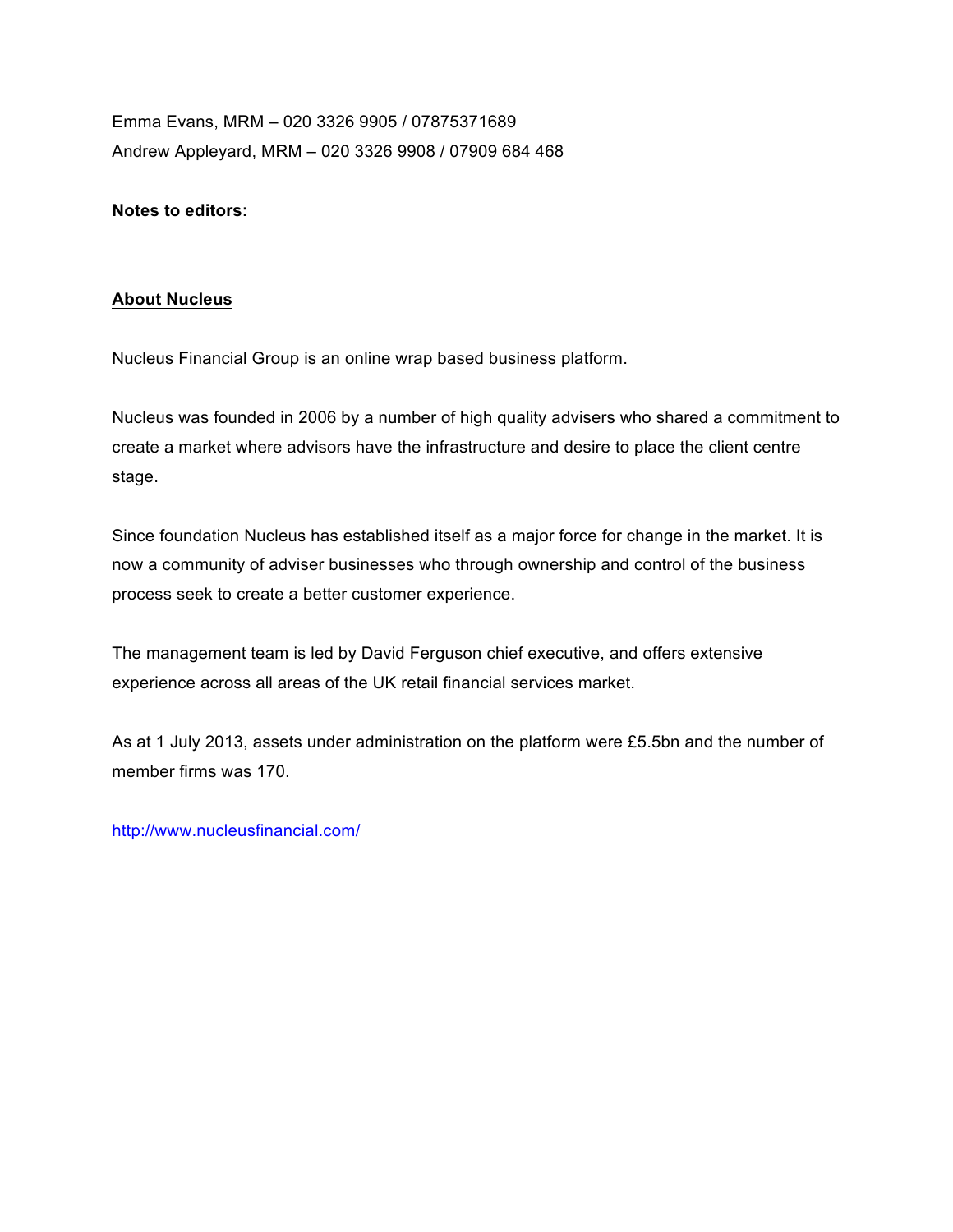Emma Evans, MRM – 020 3326 9905 / 07875371689
Andrew Appleyard, MRM – 020 3326 9908 / 07909 684 468

**Notes to editors:**

**About Nucleus**

Nucleus Financial Group is an online wrap based business platform.

Nucleus was founded in 2006 by a number of high quality advisers who shared a commitment to create a market where advisors have the infrastructure and desire to place the client centre stage.

Since foundation Nucleus has established itself as a major force for change in the market. It is now a community of adviser businesses who through ownership and control of the business process seek to create a better customer experience.

The management team is led by David Ferguson chief executive, and offers extensive experience across all areas of the UK retail financial services market.

As at 1 July 2013, assets under administration on the platform were £5.5bn and the number of member firms was 170.

http://www.nucleusfinancial.com/